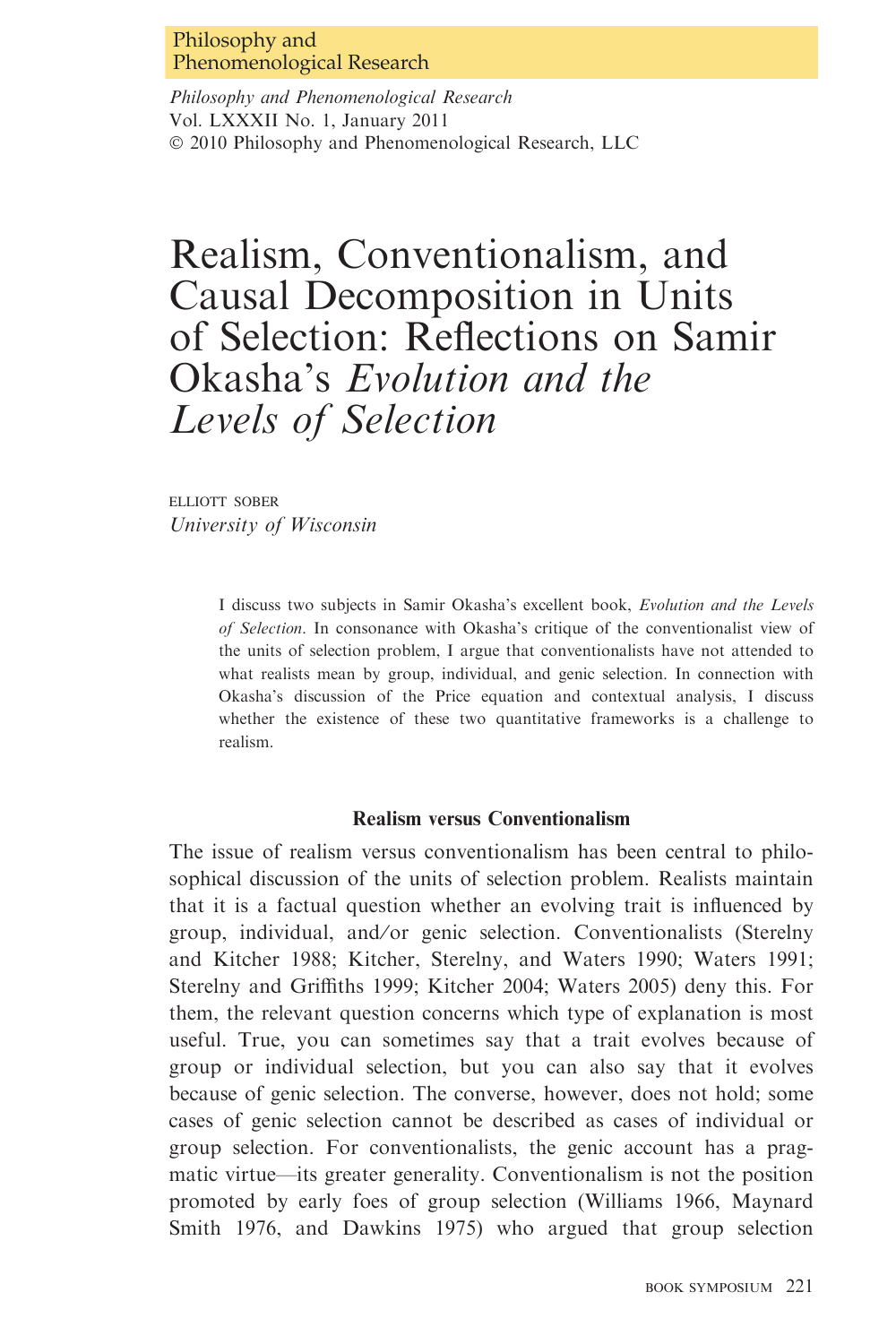# Realism, Conventionalism, and Causal Decomposition in Units of Selection: Reflections on Samir Okasha's *Evolution and the Levels of Selection*

ELLIOTT SOBER
*University of Wisconsin*

I discuss two subjects in Samir Okasha's excellent book, *Evolution and the Levels of Selection*. In consonance with Okasha's critique of the conventionalist view of the units of selection problem, I argue that conventionalists have not attended to what realists mean by group, individual, and genic selection. In connection with Okasha's discussion of the Price equation and contextual analysis, I discuss whether the existence of these two quantitative frameworks is a challenge to realism.

## Realism versus Conventionalism

The issue of realism versus conventionalism has been central to philosophical discussion of the units of selection problem. Realists maintain that it is a factual question whether an evolving trait is influenced by group, individual, and/or genic selection. Conventionalists (Sterelny and Kitcher 1988; Kitcher, Sterelny, and Waters 1990; Waters 1991; Sterelny and Griffiths 1999; Kitcher 2004; Waters 2005) deny this. For them, the relevant question concerns which type of explanation is most useful. True, you can sometimes say that a trait evolves because of group or individual selection, but you can also say that it evolves because of genic selection. The converse, however, does not hold; some cases of genic selection cannot be described as cases of individual or group selection. For conventionalists, the genic account has a pragmatic virtue—its greater generality. Conventionalism is not the position promoted by early foes of group selection (Williams 1966, Maynard Smith 1976, and Dawkins 1975) who argued that group selection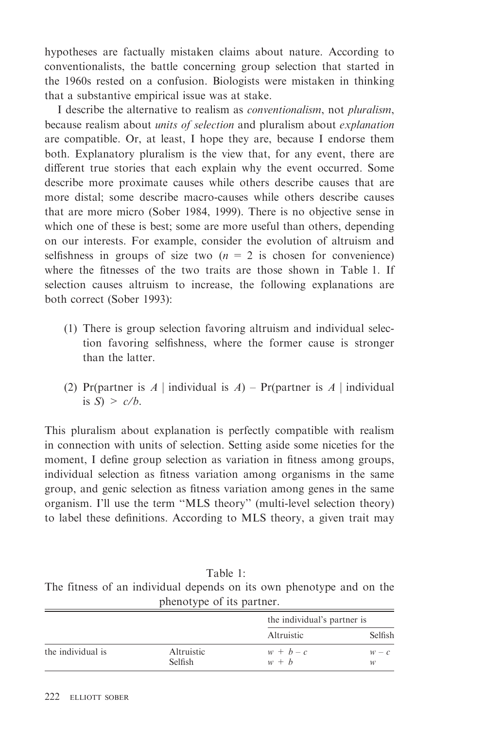hypotheses are factually mistaken claims about nature. According to conventionalists, the battle concerning group selection that started in the 1960s rested on a confusion. Biologists were mistaken in thinking that a substantive empirical issue was at stake.

I describe the alternative to realism as *conventionalism*, not *pluralism*, because realism about *units of selection* and pluralism about *explanation* are compatible. Or, at least, I hope they are, because I endorse them both. Explanatory pluralism is the view that, for any event, there are different true stories that each explain why the event occurred. Some describe more proximate causes while others describe causes that are more distal; some describe macro-causes while others describe causes that are more micro (Sober 1984, 1999). There is no objective sense in which one of these is best; some are more useful than others, depending on our interests. For example, consider the evolution of altruism and selfishness in groups of size two ($n = 2$ is chosen for convenience) where the fitnesses of the two traits are those shown in Table 1. If selection causes altruism to increase, the following explanations are both correct (Sober 1993):

(1) There is group selection favoring altruism and individual selection favoring selfishness, where the former cause is stronger than the latter.

(2) Pr(partner is $A$ | individual is $A$) – Pr(partner is $A$ | individual is $S$) $> c/b$.

This pluralism about explanation is perfectly compatible with realism in connection with units of selection. Setting aside some niceties for the moment, I define group selection as variation in fitness among groups, individual selection as fitness variation among organisms in the same group, and genic selection as fitness variation among genes in the same organism. I'll use the term "MLS theory" (multi-level selection theory) to label these definitions. According to MLS theory, a given trait may

Table 1:
The fitness of an individual depends on its own phenotype and on the phenotype of its partner.

| | | the individual's partner is | |
|---|---|---|---|
| | | Altruistic | Selfish |
| the individual is | Altruistic | $w + b - c$ | $w - c$ |
| | Selfish | $w + b$ | $w$ |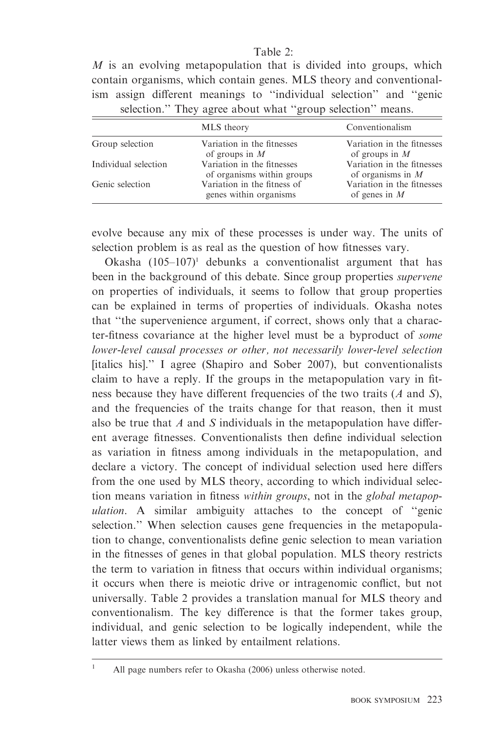Table 2:
*M* is an evolving metapopulation that is divided into groups, which contain organisms, which contain genes. MLS theory and conventionalism assign different meanings to "individual selection" and "genic selection." They agree about what "group selection" means.

| | MLS theory | Conventionalism |
|---|---|---|
| Group selection | Variation in the fitnesses of groups in *M* | Variation in the fitnesses of groups in *M* |
| Individual selection | Variation in the fitnesses of organisms within groups | Variation in the fitnesses of organisms in *M* |
| Genic selection | Variation in the fitness of genes within organisms | Variation in the fitnesses of genes in *M* |

evolve because any mix of these processes is under way. The units of selection problem is as real as the question of how fitnesses vary.

Okasha (105–107)[1] debunks a conventionalist argument that has been in the background of this debate. Since group properties *supervene* on properties of individuals, it seems to follow that group properties can be explained in terms of properties of individuals. Okasha notes that "the supervenience argument, if correct, shows only that a character-fitness covariance at the higher level must be a byproduct of *some lower-level causal processes or other, not necessarily lower-level selection* [italics his]." I agree (Shapiro and Sober 2007), but conventionalists claim to have a reply. If the groups in the metapopulation vary in fitness because they have different frequencies of the two traits (*A* and *S*), and the frequencies of the traits change for that reason, then it must also be true that *A* and *S* individuals in the metapopulation have different average fitnesses. Conventionalists then define individual selection as variation in fitness among individuals in the metapopulation, and declare a victory. The concept of individual selection used here differs from the one used by MLS theory, according to which individual selection means variation in fitness *within groups*, not in the *global metapopulation*. A similar ambiguity attaches to the concept of "genic selection." When selection causes gene frequencies in the metapopulation to change, conventionalists define genic selection to mean variation in the fitnesses of genes in that global population. MLS theory restricts the term to variation in fitness that occurs within individual organisms; it occurs when there is meiotic drive or intragenomic conflict, but not universally. Table 2 provides a translation manual for MLS theory and conventionalism. The key difference is that the former takes group, individual, and genic selection to be logically independent, while the latter views them as linked by entailment relations.

[1] All page numbers refer to Okasha (2006) unless otherwise noted.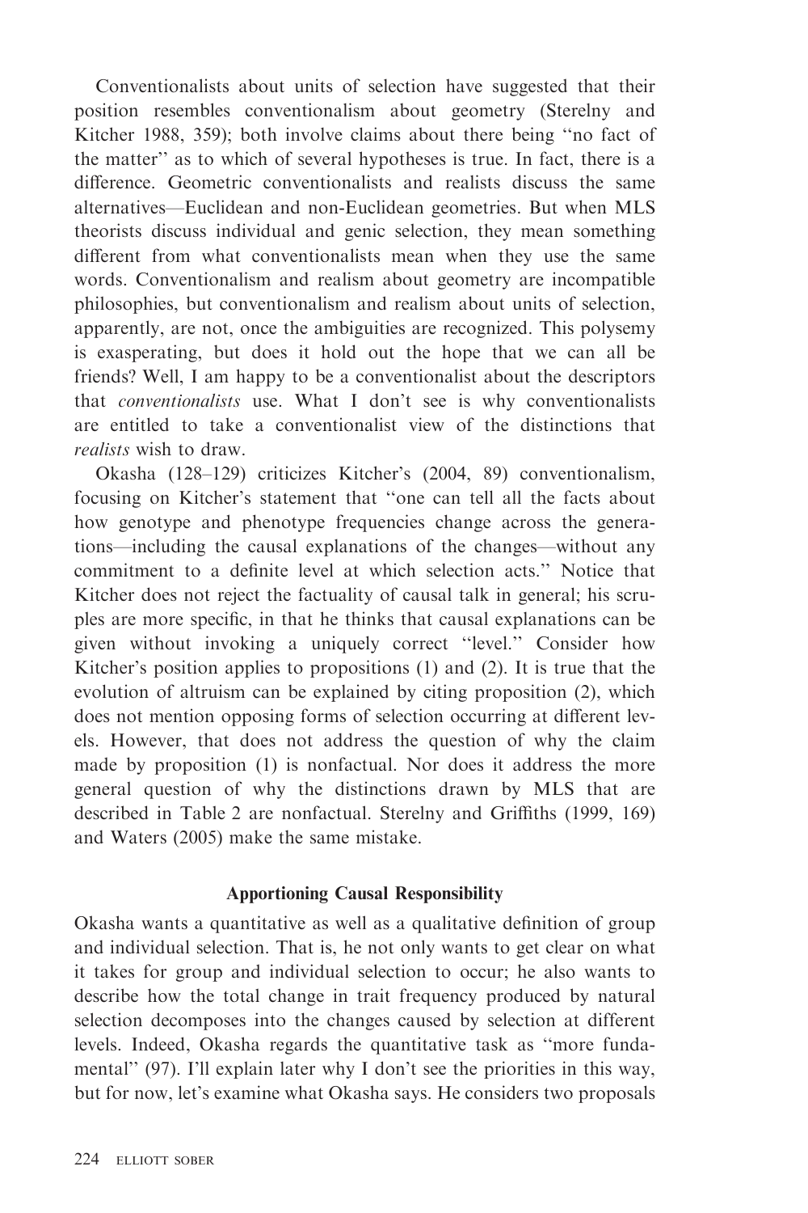Conventionalists about units of selection have suggested that their position resembles conventionalism about geometry (Sterelny and Kitcher 1988, 359); both involve claims about there being "no fact of the matter" as to which of several hypotheses is true. In fact, there is a difference. Geometric conventionalists and realists discuss the same alternatives—Euclidean and non-Euclidean geometries. But when MLS theorists discuss individual and genic selection, they mean something different from what conventionalists mean when they use the same words. Conventionalism and realism about geometry are incompatible philosophies, but conventionalism and realism about units of selection, apparently, are not, once the ambiguities are recognized. This polysemy is exasperating, but does it hold out the hope that we can all be friends? Well, I am happy to be a conventionalist about the descriptors that *conventionalists* use. What I don't see is why conventionalists are entitled to take a conventionalist view of the distinctions that *realists* wish to draw.

Okasha (128–129) criticizes Kitcher's (2004, 89) conventionalism, focusing on Kitcher's statement that "one can tell all the facts about how genotype and phenotype frequencies change across the generations—including the causal explanations of the changes—without any commitment to a definite level at which selection acts." Notice that Kitcher does not reject the factuality of causal talk in general; his scruples are more specific, in that he thinks that causal explanations can be given without invoking a uniquely correct "level." Consider how Kitcher's position applies to propositions (1) and (2). It is true that the evolution of altruism can be explained by citing proposition (2), which does not mention opposing forms of selection occurring at different levels. However, that does not address the question of why the claim made by proposition (1) is nonfactual. Nor does it address the more general question of why the distinctions drawn by MLS that are described in Table 2 are nonfactual. Sterelny and Griffiths (1999, 169) and Waters (2005) make the same mistake.

## Apportioning Causal Responsibility

Okasha wants a quantitative as well as a qualitative definition of group and individual selection. That is, he not only wants to get clear on what it takes for group and individual selection to occur; he also wants to describe how the total change in trait frequency produced by natural selection decomposes into the changes caused by selection at different levels. Indeed, Okasha regards the quantitative task as "more fundamental" (97). I'll explain later why I don't see the priorities in this way, but for now, let's examine what Okasha says. He considers two proposals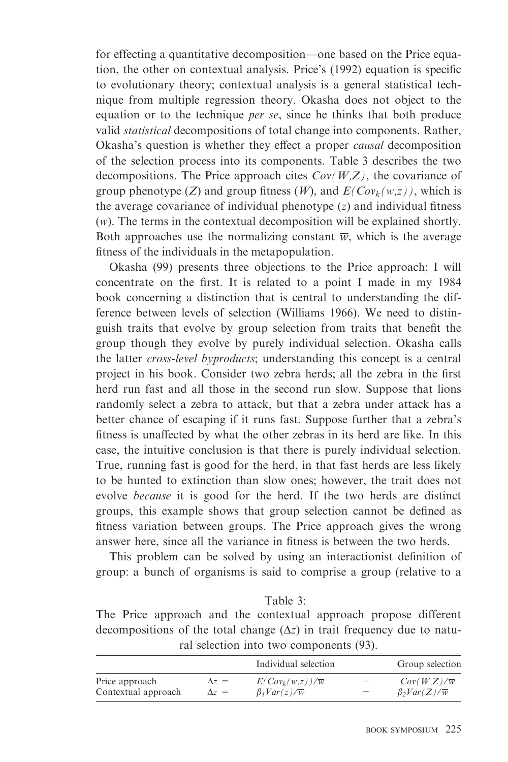for effecting a quantitative decomposition—one based on the Price equation, the other on contextual analysis. Price's (1992) equation is specific to evolutionary theory; contextual analysis is a general statistical technique from multiple regression theory. Okasha does not object to the equation or to the technique *per se*, since he thinks that both produce valid *statistical* decompositions of total change into components. Rather, Okasha's question is whether they effect a proper *causal* decomposition of the selection process into its components. Table 3 describes the two decompositions. The Price approach cites $Cov(W,Z)$, the covariance of group phenotype ($Z$) and group fitness ($W$), and $E(Cov_k(w,z))$, which is the average covariance of individual phenotype ($z$) and individual fitness ($w$). The terms in the contextual decomposition will be explained shortly. Both approaches use the normalizing constant $\overline{w}$, which is the average fitness of the individuals in the metapopulation.

Okasha (99) presents three objections to the Price approach; I will concentrate on the first. It is related to a point I made in my 1984 book concerning a distinction that is central to understanding the difference between levels of selection (Williams 1966). We need to distinguish traits that evolve by group selection from traits that benefit the group though they evolve by purely individual selection. Okasha calls the latter *cross-level byproducts*; understanding this concept is a central project in his book. Consider two zebra herds; all the zebra in the first herd run fast and all those in the second run slow. Suppose that lions randomly select a zebra to attack, but that a zebra under attack has a better chance of escaping if it runs fast. Suppose further that a zebra's fitness is unaffected by what the other zebras in its herd are like. In this case, the intuitive conclusion is that there is purely individual selection. True, running fast is good for the herd, in that fast herds are less likely to be hunted to extinction than slow ones; however, the trait does not evolve *because* it is good for the herd. If the two herds are distinct groups, this example shows that group selection cannot be defined as fitness variation between groups. The Price approach gives the wrong answer here, since all the variance in fitness is between the two herds.

This problem can be solved by using an interactionist definition of group: a bunch of organisms is said to comprise a group (relative to a

Table 3:
The Price approach and the contextual approach propose different decompositions of the total change ($\Delta z$) in trait frequency due to natural selection into two components (93).

| | | Individual selection | | Group selection |
|---|---|---|---|---|
| Price approach | $\Delta z =$ | $E(Cov_k(w,z))/\overline{w}$ | + | $Cov(W,Z)/\overline{w}$ |
| Contextual approach | $\Delta z =$ | $\beta_1 Var(z)/\overline{w}$ | + | $\beta_2 Var(Z)/\overline{w}$ |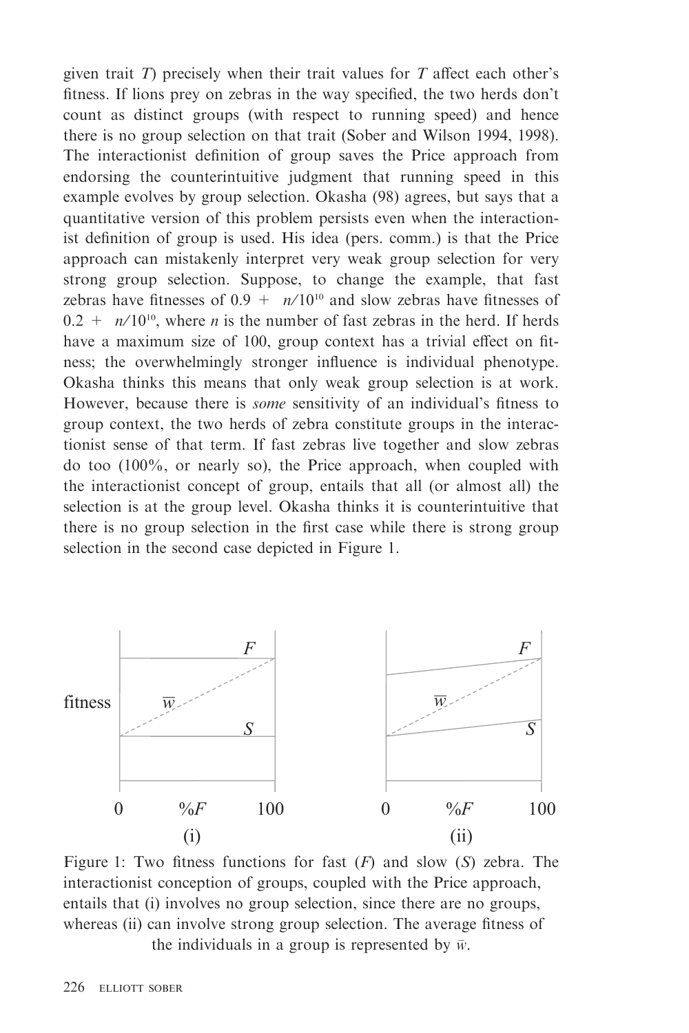given trait $T$) precisely when their trait values for $T$ affect each other's fitness. If lions prey on zebras in the way specified, the two herds don't count as distinct groups (with respect to running speed) and hence there is no group selection on that trait (Sober and Wilson 1994, 1998). The interactionist definition of group saves the Price approach from endorsing the counterintuitive judgment that running speed in this example evolves by group selection. Okasha (98) agrees, but says that a quantitative version of this problem persists even when the interactionist definition of group is used. His idea (pers. comm.) is that the Price approach can mistakenly interpret very weak group selection for very strong group selection. Suppose, to change the example, that fast zebras have fitnesses of $0.9 + n/10^{10}$ and slow zebras have fitnesses of $0.2 + n/10^{10}$, where $n$ is the number of fast zebras in the herd. If herds have a maximum size of 100, group context has a trivial effect on fitness; the overwhelmingly stronger influence is individual phenotype. Okasha thinks this means that only weak group selection is at work. However, because there is *some* sensitivity of an individual's fitness to group context, the two herds of zebra constitute groups in the interactionist sense of that term. If fast zebras live together and slow zebras do too (100%, or nearly so), the Price approach, when coupled with the interactionist concept of group, entails that all (or almost all) the selection is at the group level. Okasha thinks it is counterintuitive that there is no group selection in the first case while there is strong group selection in the second case depicted in Figure 1.

Figure 1: Two fitness functions for fast ($F$) and slow ($S$) zebra. The interactionist conception of groups, coupled with the Price approach, entails that (i) involves no group selection, since there are no groups, whereas (ii) can involve strong group selection. The average fitness of the individuals in a group is represented by $\bar{w}$.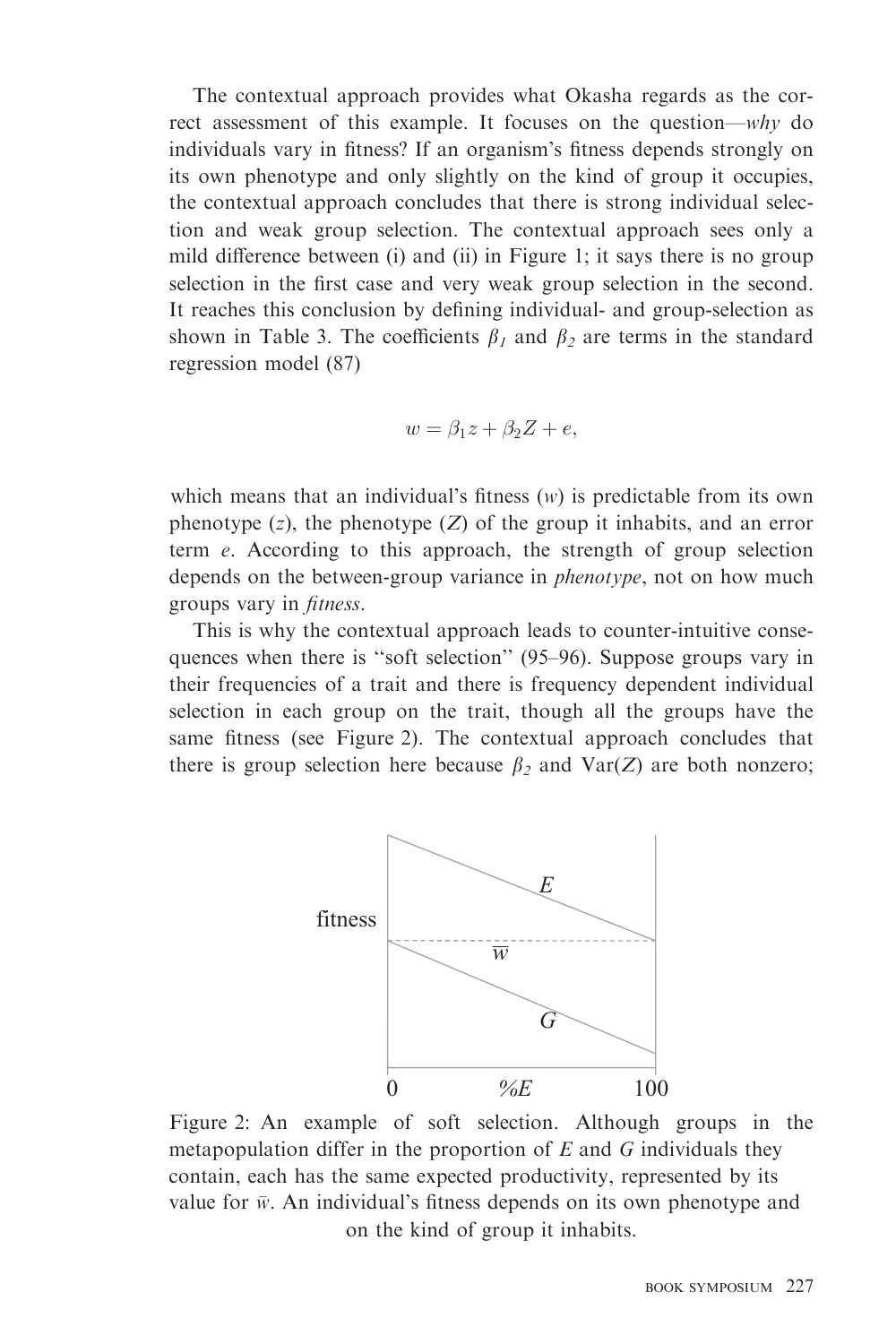The contextual approach provides what Okasha regards as the correct assessment of this example. It focuses on the question—*why* do individuals vary in fitness? If an organism's fitness depends strongly on its own phenotype and only slightly on the kind of group it occupies, the contextual approach concludes that there is strong individual selection and weak group selection. The contextual approach sees only a mild difference between (i) and (ii) in Figure 1; it says there is no group selection in the first case and very weak group selection in the second. It reaches this conclusion by defining individual- and group-selection as shown in Table 3. The coefficients $\beta_1$ and $\beta_2$ are terms in the standard regression model (87)

$$w = \beta_1 z + \beta_2 Z + e,$$

which means that an individual's fitness ($w$) is predictable from its own phenotype ($z$), the phenotype ($Z$) of the group it inhabits, and an error term $e$. According to this approach, the strength of group selection depends on the between-group variance in *phenotype*, not on how much groups vary in *fitness*.

This is why the contextual approach leads to counter-intuitive consequences when there is "soft selection" (95–96). Suppose groups vary in their frequencies of a trait and there is frequency dependent individual selection in each group on the trait, though all the groups have the same fitness (see Figure 2). The contextual approach concludes that there is group selection here because $\beta_2$ and $\mathrm{Var}(Z)$ are both nonzero;

Figure 2: An example of soft selection. Although groups in the metapopulation differ in the proportion of $E$ and $G$ individuals they contain, each has the same expected productivity, represented by its value for $\bar{w}$. An individual's fitness depends on its own phenotype and on the kind of group it inhabits.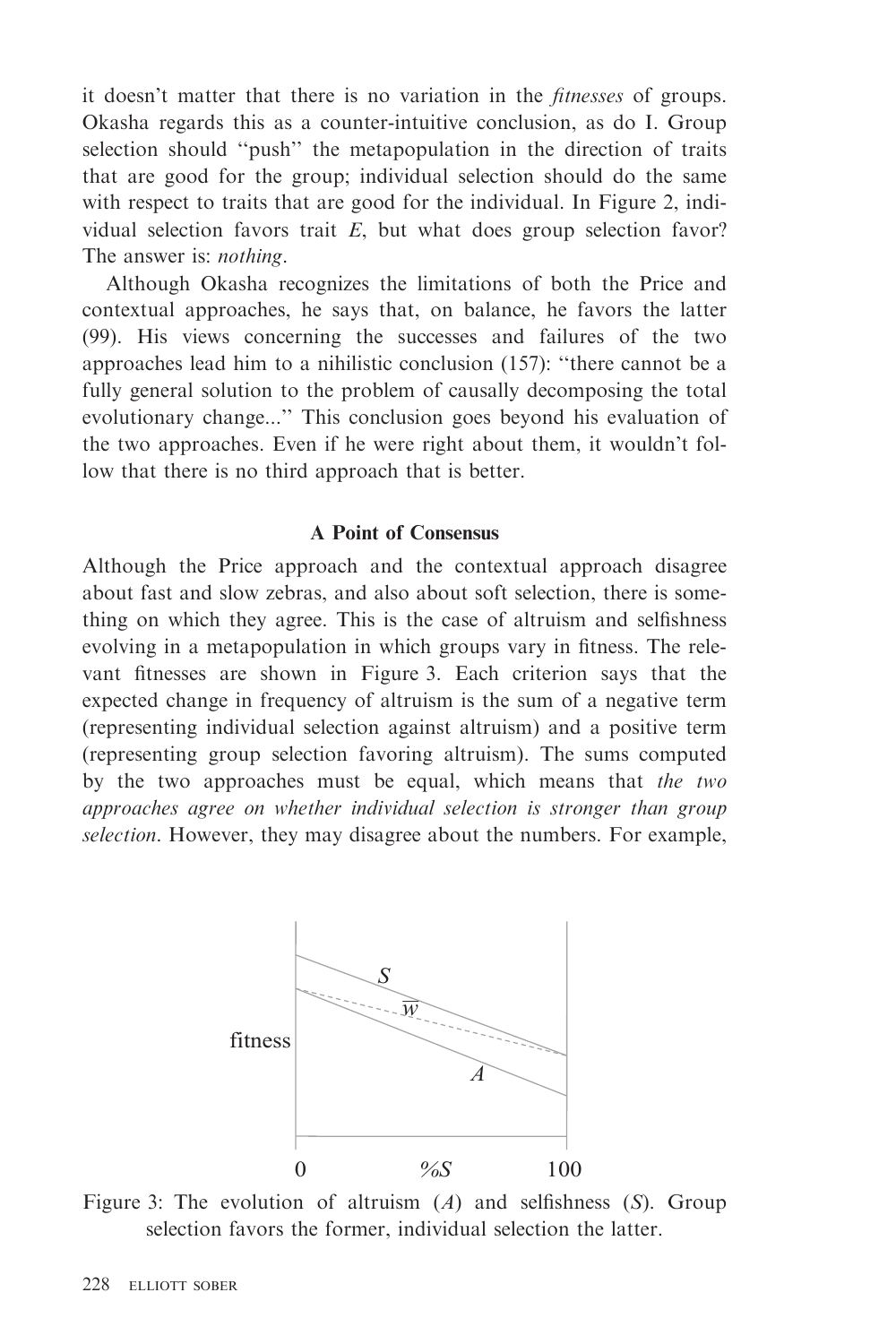it doesn't matter that there is no variation in the *fitnesses* of groups. Okasha regards this as a counter-intuitive conclusion, as do I. Group selection should ''push'' the metapopulation in the direction of traits that are good for the group; individual selection should do the same with respect to traits that are good for the individual. In Figure 2, individual selection favors trait $E$, but what does group selection favor? The answer is: *nothing*.

Although Okasha recognizes the limitations of both the Price and contextual approaches, he says that, on balance, he favors the latter (99). His views concerning the successes and failures of the two approaches lead him to a nihilistic conclusion (157): ''there cannot be a fully general solution to the problem of causally decomposing the total evolutionary change...'' This conclusion goes beyond his evaluation of the two approaches. Even if he were right about them, it wouldn't follow that there is no third approach that is better.

### A Point of Consensus

Although the Price approach and the contextual approach disagree about fast and slow zebras, and also about soft selection, there is something on which they agree. This is the case of altruism and selfishness evolving in a metapopulation in which groups vary in fitness. The relevant fitnesses are shown in Figure 3. Each criterion says that the expected change in frequency of altruism is the sum of a negative term (representing individual selection against altruism) and a positive term (representing group selection favoring altruism). The sums computed by the two approaches must be equal, which means that *the two approaches agree on whether individual selection is stronger than group selection*. However, they may disagree about the numbers. For example,

Figure 3: The evolution of altruism ($A$) and selfishness ($S$). Group selection favors the former, individual selection the latter.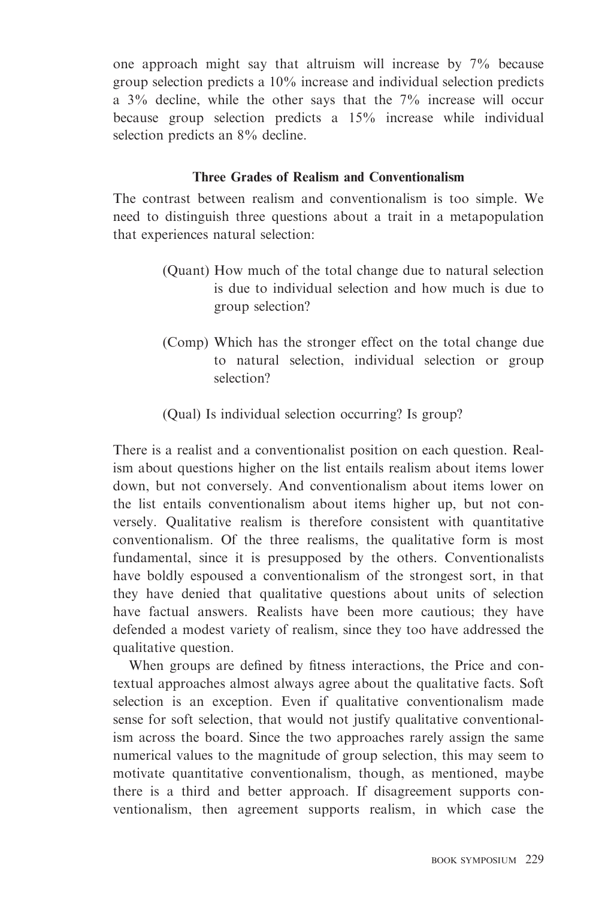one approach might say that altruism will increase by 7% because group selection predicts a 10% increase and individual selection predicts a 3% decline, while the other says that the 7% increase will occur because group selection predicts a 15% increase while individual selection predicts an 8% decline.

### Three Grades of Realism and Conventionalism

The contrast between realism and conventionalism is too simple. We need to distinguish three questions about a trait in a metapopulation that experiences natural selection:

> (Quant) How much of the total change due to natural selection is due to individual selection and how much is due to group selection?
>
> (Comp) Which has the stronger effect on the total change due to natural selection, individual selection or group selection?
>
> (Qual) Is individual selection occurring? Is group?

There is a realist and a conventionalist position on each question. Realism about questions higher on the list entails realism about items lower down, but not conversely. And conventionalism about items lower on the list entails conventionalism about items higher up, but not conversely. Qualitative realism is therefore consistent with quantitative conventionalism. Of the three realisms, the qualitative form is most fundamental, since it is presupposed by the others. Conventionalists have boldly espoused a conventionalism of the strongest sort, in that they have denied that qualitative questions about units of selection have factual answers. Realists have been more cautious; they have defended a modest variety of realism, since they too have addressed the qualitative question.

When groups are defined by fitness interactions, the Price and contextual approaches almost always agree about the qualitative facts. Soft selection is an exception. Even if qualitative conventionalism made sense for soft selection, that would not justify qualitative conventionalism across the board. Since the two approaches rarely assign the same numerical values to the magnitude of group selection, this may seem to motivate quantitative conventionalism, though, as mentioned, maybe there is a third and better approach. If disagreement supports conventionalism, then agreement supports realism, in which case the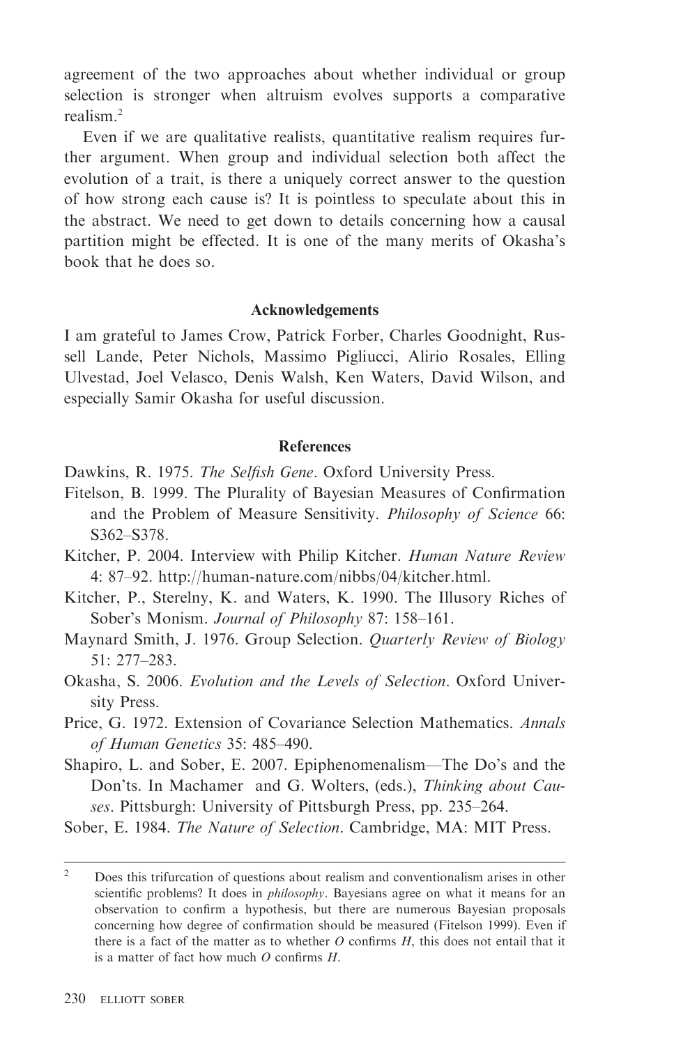agreement of the two approaches about whether individual or group selection is stronger when altruism evolves supports a comparative realism.[2]

Even if we are qualitative realists, quantitative realism requires further argument. When group and individual selection both affect the evolution of a trait, is there a uniquely correct answer to the question of how strong each cause is? It is pointless to speculate about this in the abstract. We need to get down to details concerning how a causal partition might be effected. It is one of the many merits of Okasha's book that he does so.

## Acknowledgements

I am grateful to James Crow, Patrick Forber, Charles Goodnight, Russell Lande, Peter Nichols, Massimo Pigliucci, Alirio Rosales, Elling Ulvestad, Joel Velasco, Denis Walsh, Ken Waters, David Wilson, and especially Samir Okasha for useful discussion.

## References

Dawkins, R. 1975. *The Selfish Gene*. Oxford University Press.

Fitelson, B. 1999. The Plurality of Bayesian Measures of Confirmation and the Problem of Measure Sensitivity. *Philosophy of Science* 66: S362–S378.

Kitcher, P. 2004. Interview with Philip Kitcher. *Human Nature Review* 4: 87–92. http://human-nature.com/nibbs/04/kitcher.html.

Kitcher, P., Sterelny, K. and Waters, K. 1990. The Illusory Riches of Sober's Monism. *Journal of Philosophy* 87: 158–161.

Maynard Smith, J. 1976. Group Selection. *Quarterly Review of Biology* 51: 277–283.

Okasha, S. 2006. *Evolution and the Levels of Selection*. Oxford University Press.

Price, G. 1972. Extension of Covariance Selection Mathematics. *Annals of Human Genetics* 35: 485–490.

Shapiro, L. and Sober, E. 2007. Epiphenomenalism—The Do's and the Don'ts. In Machamer and G. Wolters, (eds.), *Thinking about Causes*. Pittsburgh: University of Pittsburgh Press, pp. 235–264.

Sober, E. 1984. *The Nature of Selection*. Cambridge, MA: MIT Press.

---

[2] Does this trifurcation of questions about realism and conventionalism arises in other scientific problems? It does in *philosophy*. Bayesians agree on what it means for an observation to confirm a hypothesis, but there are numerous Bayesian proposals concerning how degree of confirmation should be measured (Fitelson 1999). Even if there is a fact of the matter as to whether *O* confirms *H*, this does not entail that it is a matter of fact how much *O* confirms *H*.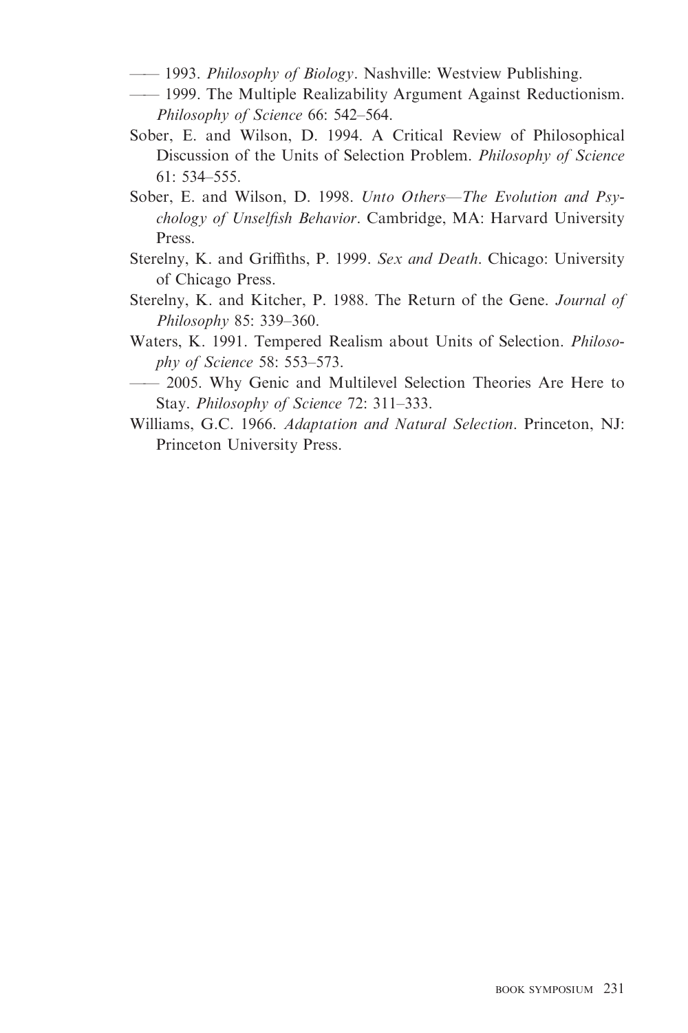—— 1993. *Philosophy of Biology*. Nashville: Westview Publishing.

—— 1999. The Multiple Realizability Argument Against Reductionism. *Philosophy of Science* 66: 542–564.

Sober, E. and Wilson, D. 1994. A Critical Review of Philosophical Discussion of the Units of Selection Problem. *Philosophy of Science* 61: 534–555.

Sober, E. and Wilson, D. 1998. *Unto Others—The Evolution and Psychology of Unselfish Behavior*. Cambridge, MA: Harvard University Press.

Sterelny, K. and Griffiths, P. 1999. *Sex and Death*. Chicago: University of Chicago Press.

Sterelny, K. and Kitcher, P. 1988. The Return of the Gene. *Journal of Philosophy* 85: 339–360.

Waters, K. 1991. Tempered Realism about Units of Selection. *Philosophy of Science* 58: 553–573.

—— 2005. Why Genic and Multilevel Selection Theories Are Here to Stay. *Philosophy of Science* 72: 311–333.

Williams, G.C. 1966. *Adaptation and Natural Selection*. Princeton, NJ: Princeton University Press.